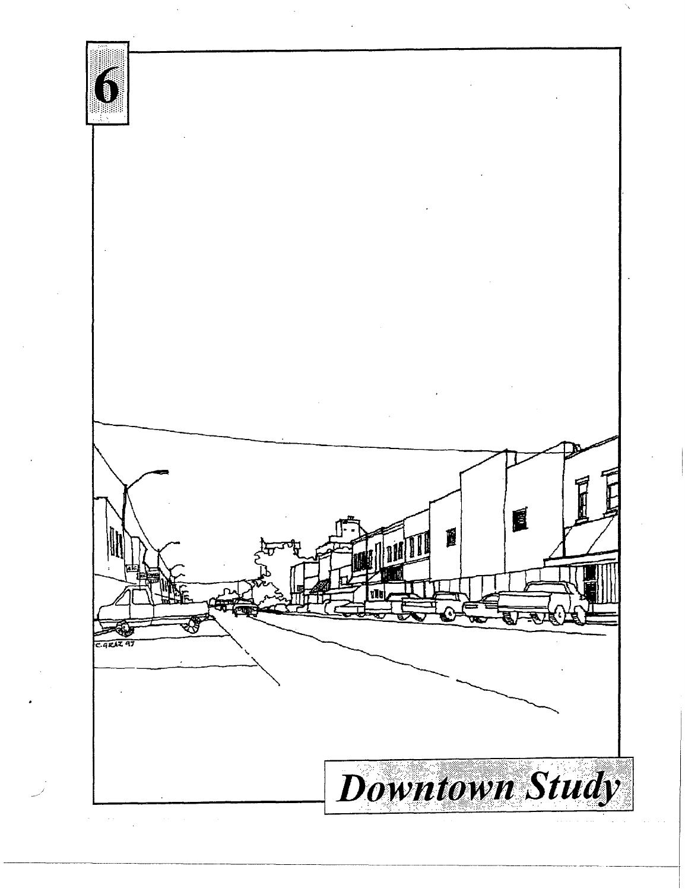# 6

# Downtown Study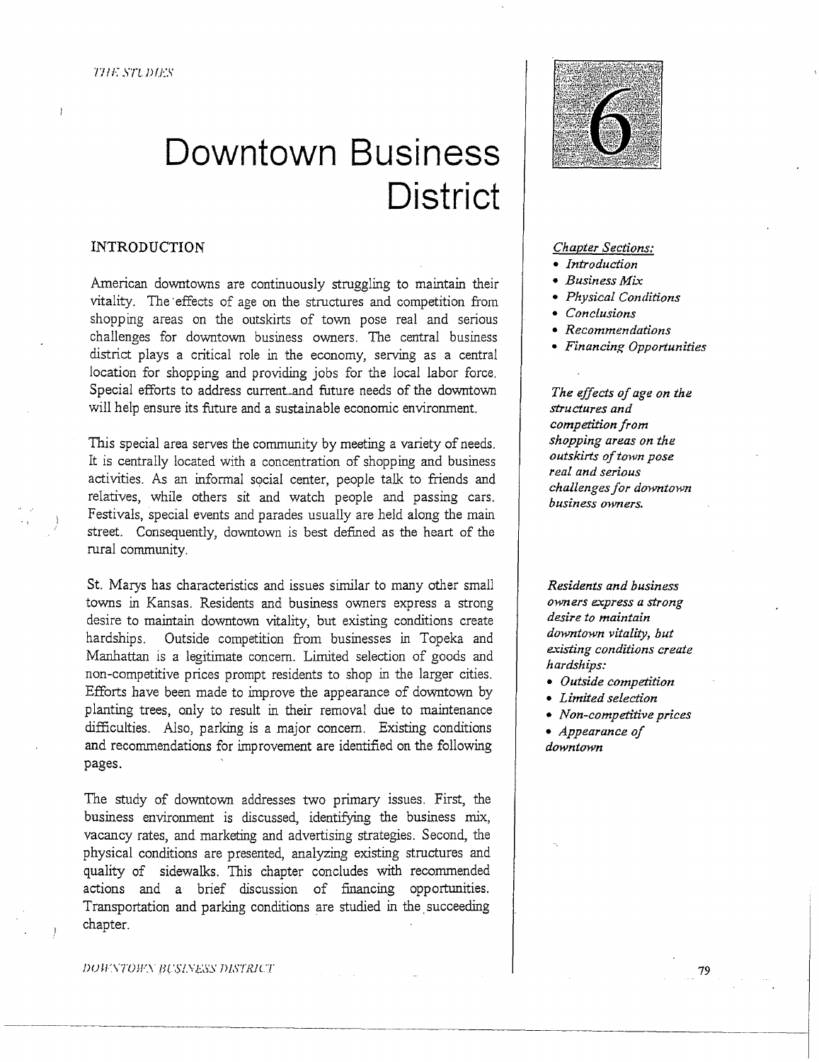# 6

# Downtown Business District

*Chapter Sections:*

- *Introduction*
- *Business Mix*
- *Physical Conditions*
- *Conclusions*
- *Recommendations*
- *Financing Opportunities*

## INTRODUCTION

American downtowns are continuously struggling to maintain their vitality. The effects of age on the structures and competition from shopping areas on the outskirts of town pose real and serious challenges for downtown business owners. The central business district plays a critical role in the economy, serving as a central location for shopping and providing jobs for the local labor force. Special efforts to address current and future needs of the downtown will help ensure its future and a sustainable economic environment.

*The effects of age on the structures and competition from shopping areas on the outskirts of town pose real and serious challenges for downtown business owners.*

This special area serves the community by meeting a variety of needs. It is centrally located with a concentration of shopping and business activities. As an informal social center, people talk to friends and relatives, while others sit and watch people and passing cars. Festivals, special events and parades usually are held along the main street. Consequently, downtown is best defined as the heart of the rural community.

St. Marys has characteristics and issues similar to many other small towns in Kansas. Residents and business owners express a strong desire to maintain downtown vitality, but existing conditions create hardships. Outside competition from businesses in Topeka and Manhattan is a legitimate concern. Limited selection of goods and non-competitive prices prompt residents to shop in the larger cities. Efforts have been made to improve the appearance of downtown by planting trees, only to result in their removal due to maintenance difficulties. Also, parking is a major concern. Existing conditions and recommendations for improvement are identified on the following pages.

*Residents and business owners express a strong desire to maintain downtown vitality, but existing conditions create hardships:*

- *Outside competition*
- *Limited selection*
- *Non-competitive prices*
- *Appearance of downtown*

The study of downtown addresses two primary issues. First, the business environment is discussed, identifying the business mix, vacancy rates, and marketing and advertising strategies. Second, the physical conditions are presented, analyzing existing structures and quality of sidewalks. This chapter concludes with recommended actions and a brief discussion of financing opportunities. Transportation and parking conditions are studied in the succeeding chapter.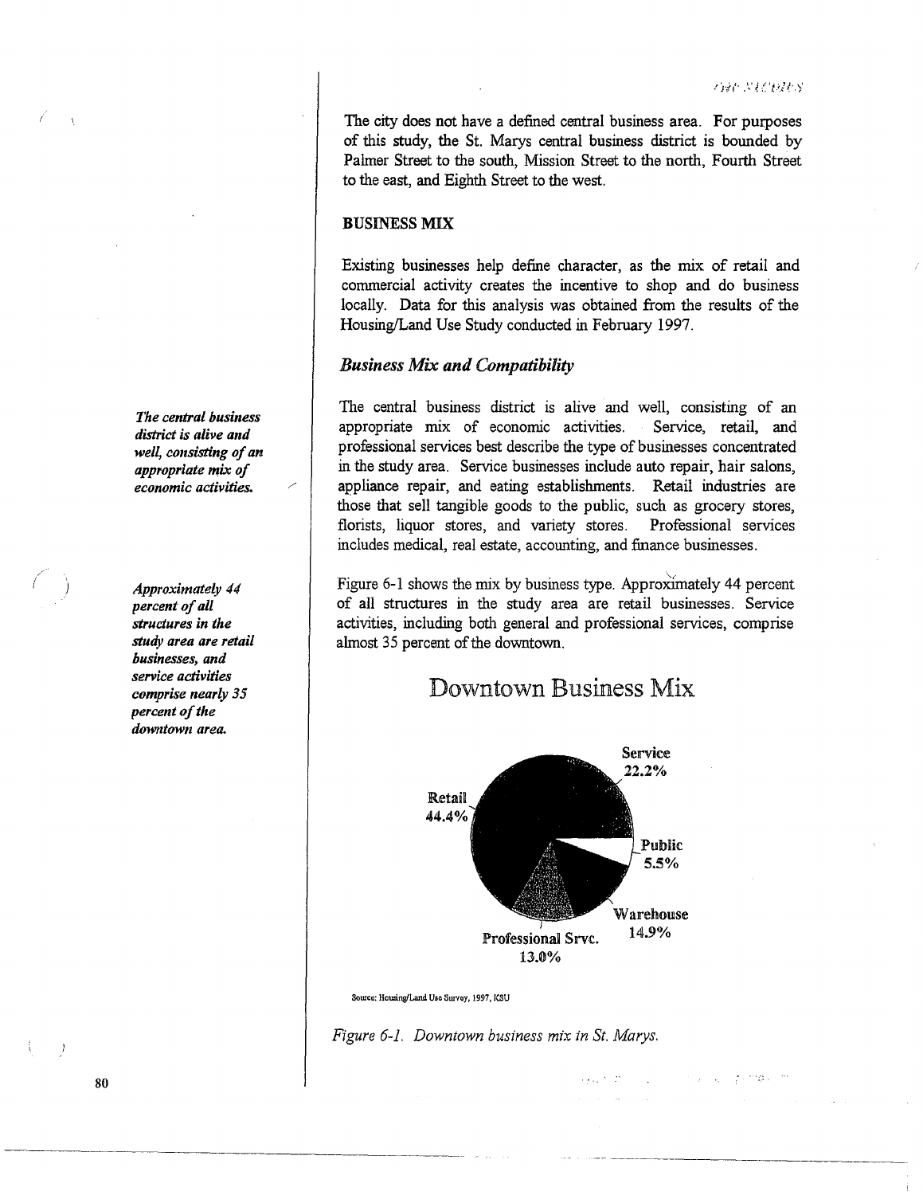The city does not have a defined central business area. For purposes of this study, the St. Marys central business district is bounded by Palmer Street to the south, Mission Street to the north, Fourth Street to the east, and Eighth Street to the west.

## BUSINESS MIX

Existing businesses help define character, as the mix of retail and commercial activity creates the incentive to shop and do business locally. Data for this analysis was obtained from the results of the Housing/Land Use Study conducted in February 1997.

### *Business Mix and Compatibility*

*The central business district is alive and well, consisting of an appropriate mix of economic activities.*

The central business district is alive and well, consisting of an appropriate mix of economic activities. Service, retail, and professional services best describe the type of businesses concentrated in the study area. Service businesses include auto repair, hair salons, appliance repair, and eating establishments. Retail industries are those that sell tangible goods to the public, such as grocery stores, florists, liquor stores, and variety stores. Professional services includes medical, real estate, accounting, and finance businesses.

*Approximately 44 percent of all structures in the study area are retail businesses, and service activities comprise nearly 35 percent of the downtown area.*

Figure 6-1 shows the mix by business type. Approximately 44 percent of all structures in the study area are retail businesses. Service activities, including both general and professional services, comprise almost 35 percent of the downtown.

Downtown Business Mix

| Category | Percent |
|---|---|
| Retail | 44.4% |
| Service | 22.2% |
| Public | 5.5% |
| Warehouse | 14.9% |
| Professional Srvc. | 13.0% |

Source: Housing/Land Use Survey, 1997, KSU

*Figure 6-1. Downtown business mix in St. Marys.*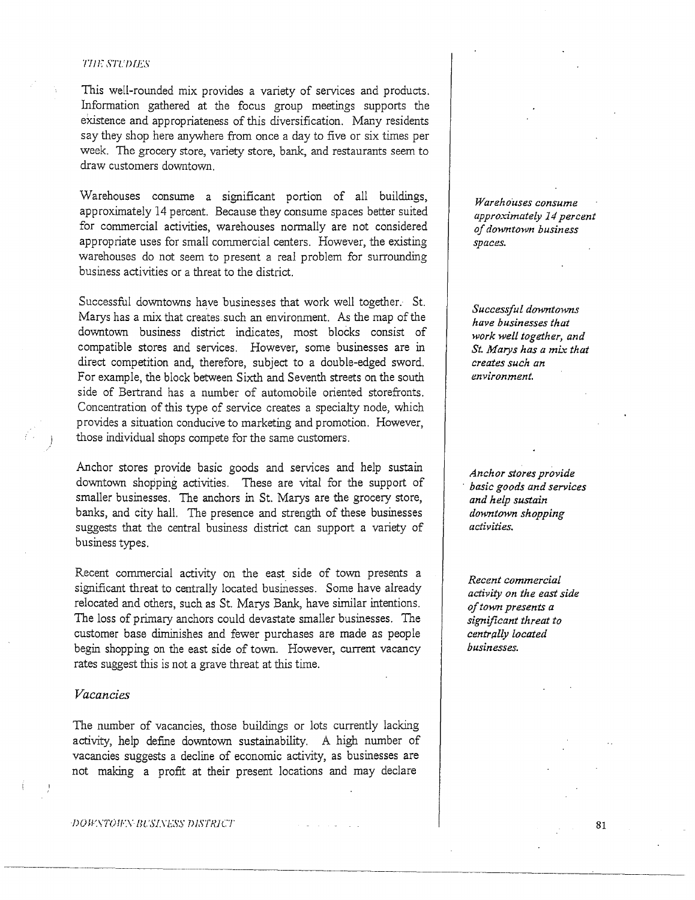This well-rounded mix provides a variety of services and products. Information gathered at the focus group meetings supports the existence and appropriateness of this diversification. Many residents say they shop here anywhere from once a day to five or six times per week. The grocery store, variety store, bank, and restaurants seem to draw customers downtown.

*Warehouses consume approximately 14 percent of downtown business spaces.*

Warehouses consume a significant portion of all buildings, approximately 14 percent. Because they consume spaces better suited for commercial activities, warehouses normally are not considered appropriate uses for small commercial centers. However, the existing warehouses do not seem to present a real problem for surrounding business activities or a threat to the district.

*Successful downtowns have businesses that work well together, and St. Marys has a mix that creates such an environment.*

Successful downtowns have businesses that work well together. St. Marys has a mix that creates such an environment. As the map of the downtown business district indicates, most blocks consist of compatible stores and services. However, some businesses are in direct competition and, therefore, subject to a double-edged sword. For example, the block between Sixth and Seventh streets on the south side of Bertrand has a number of automobile oriented storefronts. Concentration of this type of service creates a specialty node, which provides a situation conducive to marketing and promotion. However, those individual shops compete for the same customers.

*Anchor stores provide basic goods and services and help sustain downtown shopping activities.*

Anchor stores provide basic goods and services and help sustain downtown shopping activities. These are vital for the support of smaller businesses. The anchors in St. Marys are the grocery store, banks, and city hall. The presence and strength of these businesses suggests that the central business district can support a variety of business types.

*Recent commercial activity on the east side of town presents a significant threat to centrally located businesses.*

Recent commercial activity on the east side of town presents a significant threat to centrally located businesses. Some have already relocated and others, such as St. Marys Bank, have similar intentions. The loss of primary anchors could devastate smaller businesses. The customer base diminishes and fewer purchases are made as people begin shopping on the east side of town. However, current vacancy rates suggest this is not a grave threat at this time.

### *Vacancies*

The number of vacancies, those buildings or lots currently lacking activity, help define downtown sustainability. A high number of vacancies suggests a decline of economic activity, as businesses are not making a profit at their present locations and may declare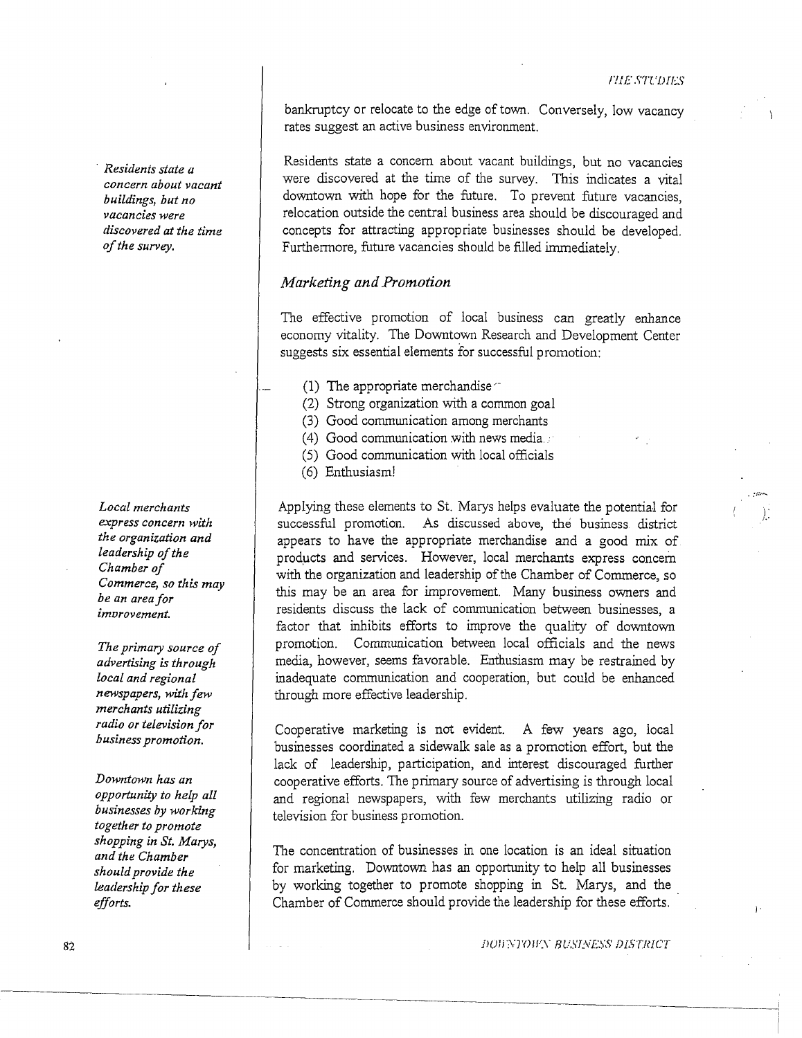bankruptcy or relocate to the edge of town. Conversely, low vacancy rates suggest an active business environment.

*Residents state a concern about vacant buildings, but no vacancies were discovered at the time of the survey.*

Residents state a concern about vacant buildings, but no vacancies were discovered at the time of the survey. This indicates a vital downtown with hope for the future. To prevent future vacancies, relocation outside the central business area should be discouraged and concepts for attracting appropriate businesses should be developed. Furthermore, future vacancies should be filled immediately.

### *Marketing and Promotion*

The effective promotion of local business can greatly enhance economy vitality. The Downtown Research and Development Center suggests six essential elements for successful promotion:

(1) The appropriate merchandise
(2) Strong organization with a common goal
(3) Good communication among merchants
(4) Good communication with news media
(5) Good communication with local officials
(6) Enthusiasm!

*Local merchants express concern with the organization and leadership of the Chamber of Commerce, so this may be an area for improvement.*

Applying these elements to St. Marys helps evaluate the potential for successful promotion. As discussed above, the business district appears to have the appropriate merchandise and a good mix of products and services. However, local merchants express concern with the organization and leadership of the Chamber of Commerce, so this may be an area for improvement. Many business owners and residents discuss the lack of communication between businesses, a factor that inhibits efforts to improve the quality of downtown promotion. Communication between local officials and the news media, however, seems favorable. Enthusiasm may be restrained by inadequate communication and cooperation, but could be enhanced through more effective leadership.

*The primary source of advertising is through local and regional newspapers, with few merchants utilizing radio or television for business promotion.*

Cooperative marketing is not evident. A few years ago, local businesses coordinated a sidewalk sale as a promotion effort, but the lack of leadership, participation, and interest discouraged further cooperative efforts. The primary source of advertising is through local and regional newspapers, with few merchants utilizing radio or television for business promotion.

*Downtown has an opportunity to help all businesses by working together to promote shopping in St. Marys, and the Chamber should provide the leadership for these efforts.*

The concentration of businesses in one location is an ideal situation for marketing. Downtown has an opportunity to help all businesses by working together to promote shopping in St. Marys, and the Chamber of Commerce should provide the leadership for these efforts.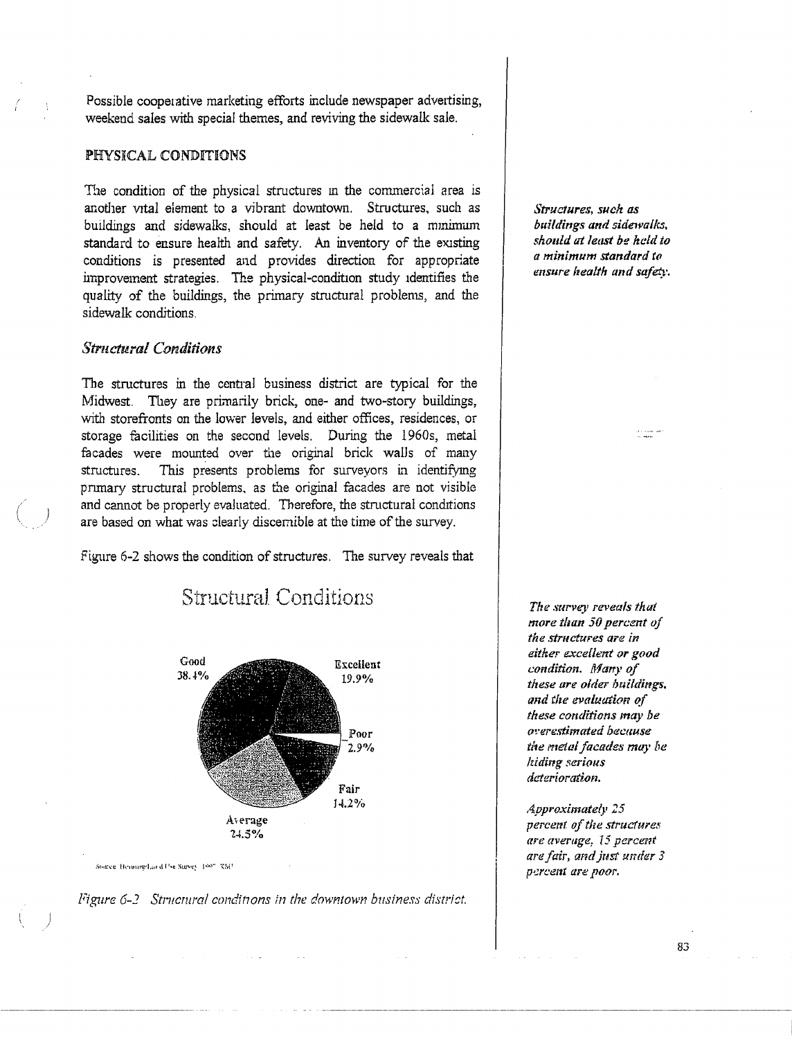Possible cooperative marketing efforts include newspaper advertising, weekend sales with special themes, and reviving the sidewalk sale.

## PHYSICAL CONDITIONS

The condition of the physical structures in the commercial area is another vital element to a vibrant downtown. Structures, such as buildings and sidewalks, should at least be held to a minimum standard to ensure health and safety. An inventory of the existing conditions is presented and provides direction for appropriate improvement strategies. The physical-condition study identifies the quality of the buildings, the primary structural problems, and the sidewalk conditions.

***Structures, such as buildings and sidewalks, should at least be held to a minimum standard to ensure health and safety.***

### *Structural Conditions*

The structures in the central business district are typical for the Midwest. They are primarily brick, one- and two-story buildings, with storefronts on the lower levels, and either offices, residences, or storage facilities on the second levels. During the 1960s, metal facades were mounted over the original brick walls of many structures. This presents problems for surveyors in identifying primary structural problems, as the original facades are not visible and cannot be properly evaluated. Therefore, the structural conditions are based on what was clearly discernible at the time of the survey.

Figure 6-2 shows the condition of structures. The survey reveals that

***The survey reveals that more than 50 percent of the structures are in either excellent or good condition. Many of these are older buildings, and the evaluation of these conditions may be overestimated because the metal facades may be hiding serious deterioration.***

***Approximately 25 percent of the structures are average, 15 percent are fair, and just under 3 percent are poor.***

Structural Conditions

Good 38.4%
Excellent 19.9%
Poor 2.9%
Fair 14.2%
Average 24.5%

Source: Housing/Land Use Survey 199? ?SU

*Figure 6-2 Structural conditions in the downtown business district.*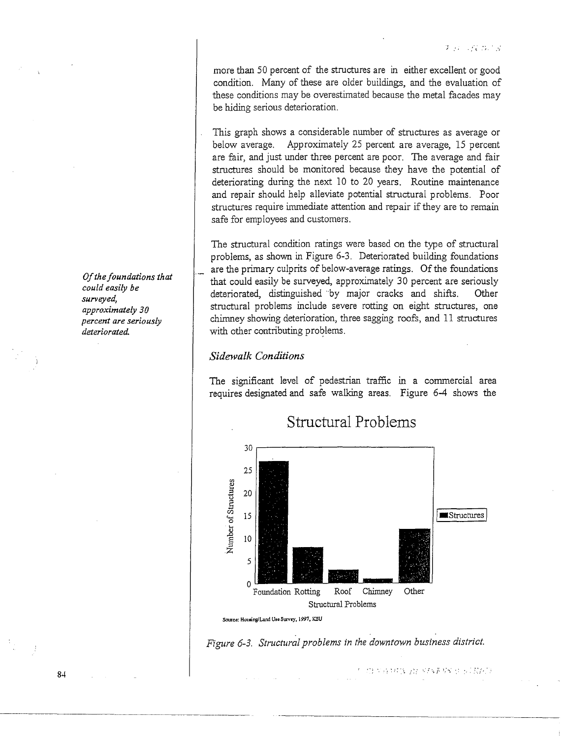more than 50 percent of the structures are in either excellent or good condition. Many of these are older buildings, and the evaluation of these conditions may be overestimated because the metal facades may be hiding serious deterioration.

This graph shows a considerable number of structures as average or below average. Approximately 25 percent are average, 15 percent are fair, and just under three percent are poor. The average and fair structures should be monitored because they have the potential of deteriorating during the next 10 to 20 years. Routine maintenance and repair should help alleviate potential structural problems. Poor structures require immediate attention and repair if they are to remain safe for employees and customers.

The structural condition ratings were based on the type of structural problems, as shown in Figure 6-3. Deteriorated building foundations are the primary culprits of below-average ratings. Of the foundations that could easily be surveyed, approximately 30 percent are seriously deteriorated, distinguished by major cracks and shifts. Other structural problems include severe rotting on eight structures, one chimney showing deterioration, three sagging roofs, and 11 structures with other contributing problems.

*Of the foundations that could easily be surveyed, approximately 30 percent are seriously deteriorated.*

### *Sidewalk Conditions*

The significant level of pedestrian traffic in a commercial area requires designated and safe walking areas. Figure 6-4 shows the

Structural Problems

Source: Housing/Land Use Survey, 1997, KSU

*Figure 6-3. Structural problems in the downtown business district.*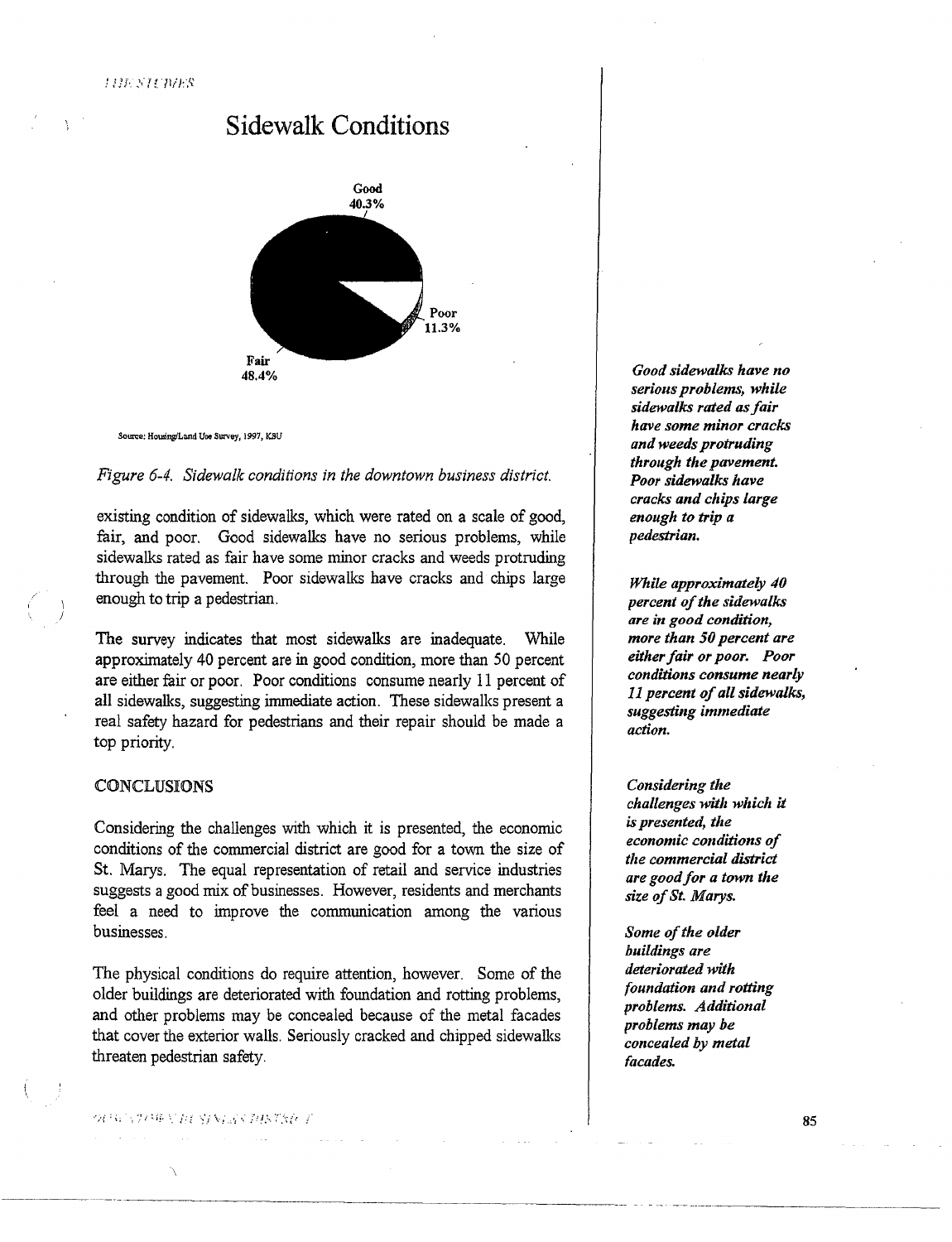## Sidewalk Conditions

Good 40.3%

Poor 11.3%

Fair 48.4%

Source: Housing/Land Use Survey, 1997, KSU

*Figure 6-4. Sidewalk conditions in the downtown business district.*

existing condition of sidewalks, which were rated on a scale of good, fair, and poor. Good sidewalks have no serious problems, while sidewalks rated as fair have some minor cracks and weeds protruding through the pavement. Poor sidewalks have cracks and chips large enough to trip a pedestrian.

***Good sidewalks have no serious problems, while sidewalks rated as fair have some minor cracks and weeds protruding through the pavement. Poor sidewalks have cracks and chips large enough to trip a pedestrian.***

The survey indicates that most sidewalks are inadequate. While approximately 40 percent are in good condition, more than 50 percent are either fair or poor. Poor conditions consume nearly 11 percent of all sidewalks, suggesting immediate action. These sidewalks present a real safety hazard for pedestrians and their repair should be made a top priority.

***While approximately 40 percent of the sidewalks are in good condition, more than 50 percent are either fair or poor. Poor conditions consume nearly 11 percent of all sidewalks, suggesting immediate action.***

### CONCLUSIONS

Considering the challenges with which it is presented, the economic conditions of the commercial district are good for a town the size of St. Marys. The equal representation of retail and service industries suggests a good mix of businesses. However, residents and merchants feel a need to improve the communication among the various businesses.

***Considering the challenges with which it is presented, the economic conditions of the commercial district are good for a town the size of St. Marys.***

The physical conditions do require attention, however. Some of the older buildings are deteriorated with foundation and rotting problems, and other problems may be concealed because of the metal facades that cover the exterior walls. Seriously cracked and chipped sidewalks threaten pedestrian safety.

***Some of the older buildings are deteriorated with foundation and rotting problems. Additional problems may be concealed by metal facades.***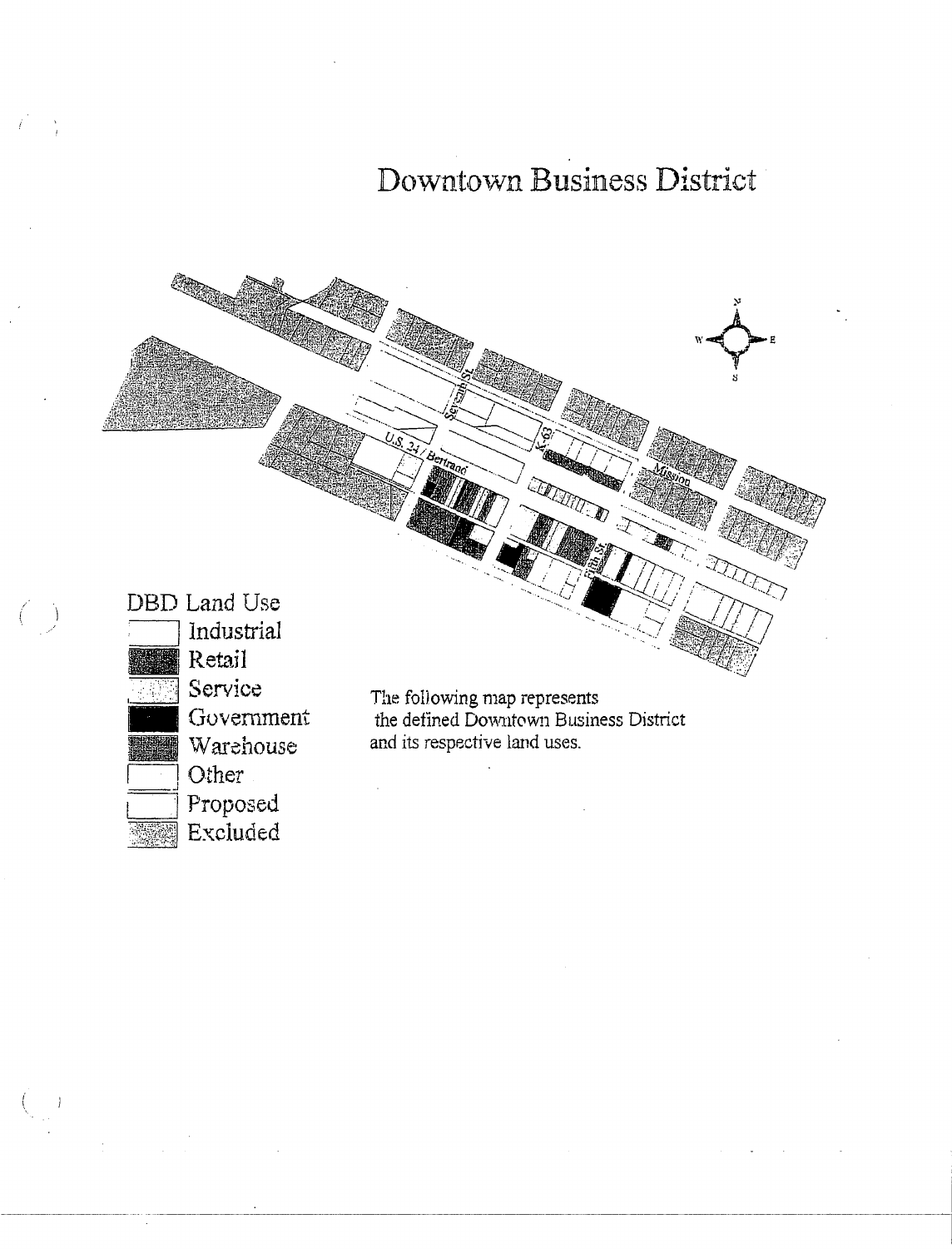# Downtown Business District

Seventh St.

U.S. 24 / Bertrand

K-63

Mission

Fifth St.

N

W

E

S

DBD Land Use

Industrial

Retail

Service

Government

Warehouse

Other

Proposed

Excluded

The following map represents the defined Downtown Business District and its respective land uses.